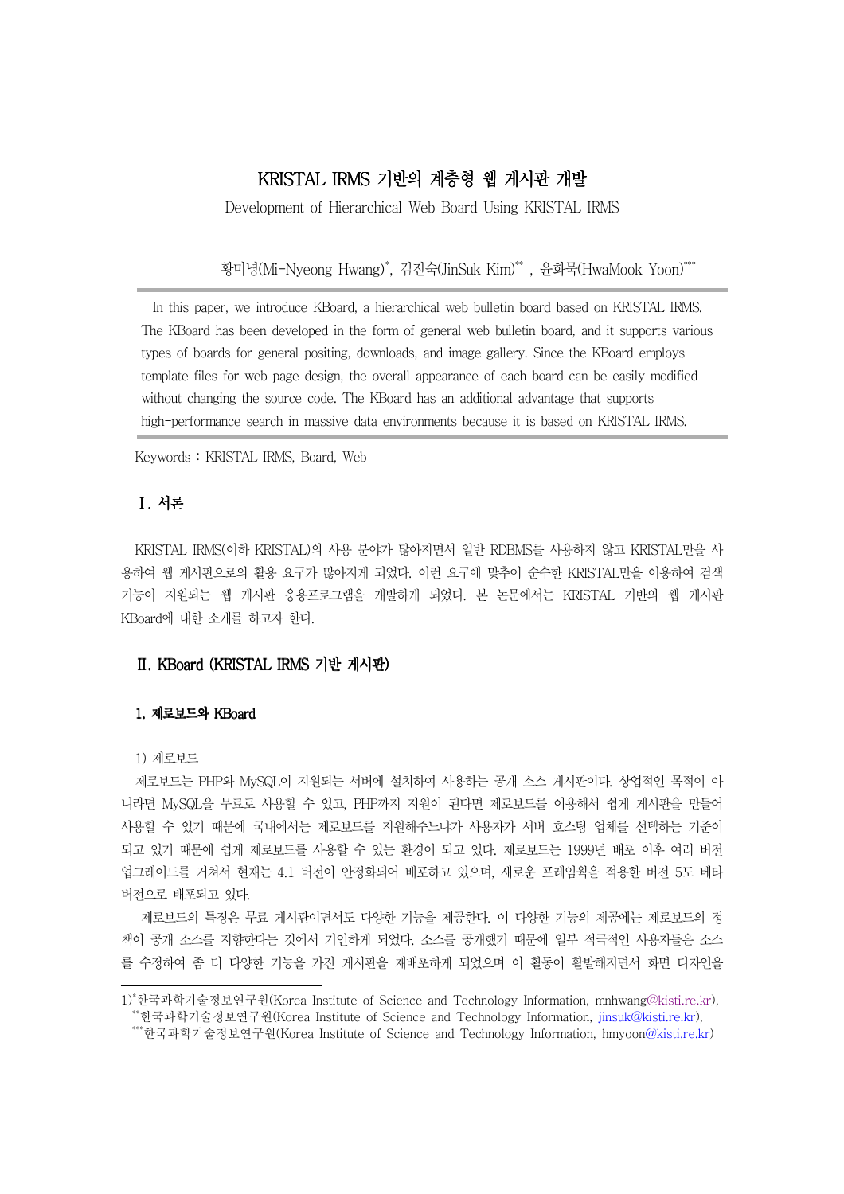# KRISTAL IRMS 기반의 계층형 웹 게시판 개발

Development of Hierarchical Web Board Using KRISTAL IRMS

황미녕(Mi-Nyeong Hwang)[*], 김진숙(JinSuk Kim)[**] , 윤화묵(HwaMook Yoon)[***]

In this paper, we introduce KBoard, a hierarchical web bulletin board based on KRISTAL IRMS. The KBoard has been developed in the form of general web bulletin board, and it supports various types of boards for general positing, downloads, and image gallery. Since the KBoard employs template files for web page design, the overall appearance of each board can be easily modified without changing the source code. The KBoard has an additional advantage that supports high-performance search in massive data environments because it is based on KRISTAL IRMS.

Keywords : KRISTAL IRMS, Board, Web

## Ⅰ. 서론

KRISTAL IRMS(이하 KRISTAL)의 사용 분야가 많아지면서 일반 RDBMS를 사용하지 않고 KRISTAL만을 사용하여 웹 게시판으로의 활용 요구가 많아지게 되었다. 이런 요구에 맞추어 순수한 KRISTAL만을 이용하여 검색 기능이 지원되는 웹 게시판 응용프로그램을 개발하게 되었다. 본 논문에서는 KRISTAL 기반의 웹 게시판 KBoard에 대한 소개를 하고자 한다.

## Ⅱ. KBoard (KRISTAL IRMS 기반 게시판)

### 1. 제로보드와 KBoard

1) 제로보드

제로보드는 PHP와 MySQL이 지원되는 서버에 설치하여 사용하는 공개 소스 게시판이다. 상업적인 목적이 아니라면 MySQL을 무료로 사용할 수 있고, PHP까지 지원이 된다면 제로보드를 이용해서 쉽게 게시판을 만들어 사용할 수 있기 때문에 국내에서는 제로보드를 지원해주느냐가 사용자가 서버 호스팅 업체를 선택하는 기준이 되고 있기 때문에 쉽게 제로보드를 사용할 수 있는 환경이 되고 있다. 제로보드는 1999년 배포 이후 여러 버전 업그레이드를 거쳐서 현재는 4.1 버전이 안정화되어 배포하고 있으며, 새로운 프레임웍을 적용한 버전 5도 베타 버전으로 배포되고 있다.

제로보드의 특징은 무료 게시판이면서도 다양한 기능을 제공한다. 이 다양한 기능의 제공에는 제로보드의 정책이 공개 소스를 지향한다는 것에서 기인하게 되었다. 소스를 공개했기 때문에 일부 적극적인 사용자들은 소스를 수정하여 좀 더 다양한 기능을 가진 게시판을 재배포하게 되었으며 이 활동이 활발해지면서 화면 디자인을

---

1)[*]한국과학기술정보연구원(Korea Institute of Science and Technology Information, mnhwang@kisti.re.kr),
[**]한국과학기술정보연구원(Korea Institute of Science and Technology Information, jinsuk@kisti.re.kr),
[***]한국과학기술정보연구원(Korea Institute of Science and Technology Information, hmyoon@kisti.re.kr)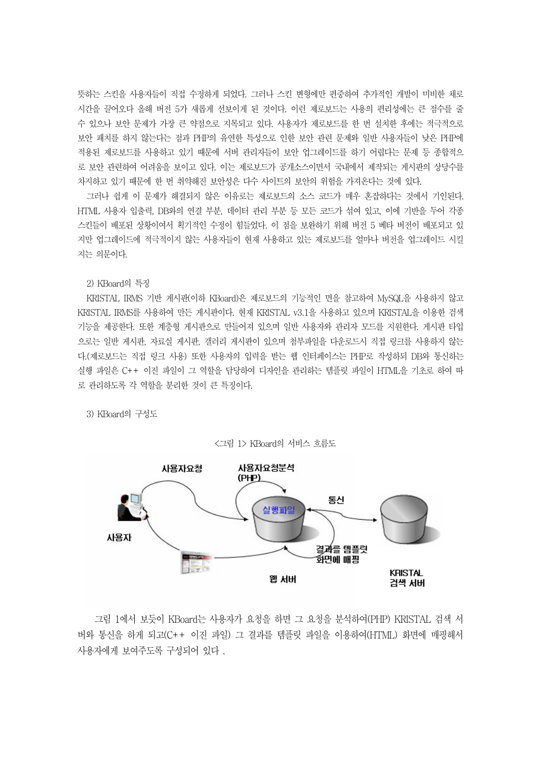뜻하는 스킨을 사용자들이 직접 수정하게 되었다. 그러나 스킨 변형에만 편중하여 추가적인 개발이 미비한 채로 시간을 끌어오다 올해 버전 5가 새롭게 선보이게 된 것이다. 이런 제로보드는 사용의 편리성에는 큰 점수를 줄 수 있으나 보안 문제가 가장 큰 약점으로 지목되고 있다. 사용자가 제로보드를 한 번 설치한 후에는 적극적으로 보안 패치를 하지 않는다는 점과 PHP의 유연한 특성으로 인한 보안 관련 문제와 일반 사용자들이 낮은 PHP에 적용된 제로보드를 사용하고 있기 때문에 서버 관리자들이 보안 업그레이드를 하기 어렵다는 문제 등 종합적으로 보안 관련하여 어려움을 보이고 있다. 이는 제로보드가 공개소스이면서 국내에서 제작되는 게시판의 상당수를 차지하고 있기 때문에 한 번 취약해진 보안성은 다수 사이트의 보안의 위험을 가져온다는 것에 있다.

그러나 쉽게 이 문제가 해결되지 않은 이유로는 제로보드의 소스 코드가 매우 혼잡하다는 것에서 기인된다. HTML 사용자 입출력, DB와의 연결 부분, 데이터 관리 부분 등 모든 코드가 섞여 있고, 이에 기반을 두어 각종 스킨들이 배포된 상황이여서 획기적인 수정이 힘들었다. 이 점을 보완하기 위해 버전 5 베타 버전이 배포되고 있지만 업그레이드에 적극적이지 않는 사용자들이 현재 사용하고 있는 제로보드를 얼마나 버전을 업그레이드 시킬지는 의문이다.

2) KBoard의 특징

KRISTAL IRMS 기반 게시판(이하 KBoard)은 제로보드의 기능적인 면을 참고하여 MySQL을 사용하지 않고 KRISTAL IRMS를 사용하여 만든 게시판이다. 현재 KRISTAL v3.1을 사용하고 있으며 KRISTAL을 이용한 검색 기능을 제공한다. 또한 계층형 게시판으로 만들어져 있으며 일반 사용자와 관리자 모드를 지원한다. 게시판 타입으로는 일반 게시판, 자료실 게시판, 갤러리 게시판이 있으며 첨부파일을 다운로드시 직접 링크를 사용하지 않는다.(제로보드는 직접 링크 사용) 또한 사용자의 입력을 받는 웹 인터페이스는 PHP로 작성하되 DB와 통신하는 실행 파일은 C++ 이진 파일이 그 역할을 담당하여 디자인을 관리하는 템플릿 파일이 HTML을 기초로 하여 따로 관리하도록 각 역할을 분리한 것이 큰 특징이다.

3) KBoard의 구성도

<그림 1> KBoard의 서비스 흐름도

그림 1에서 보듯이 KBoard는 사용자가 요청을 하면 그 요청을 분석하여(PHP) KRISTAL 검색 서버와 통신을 하게 되고(C++ 이진 파일) 그 결과를 템플릿 파일을 이용하여(HTML) 화면에 매핑해서 사용자에게 보여주도록 구성되어 있다 .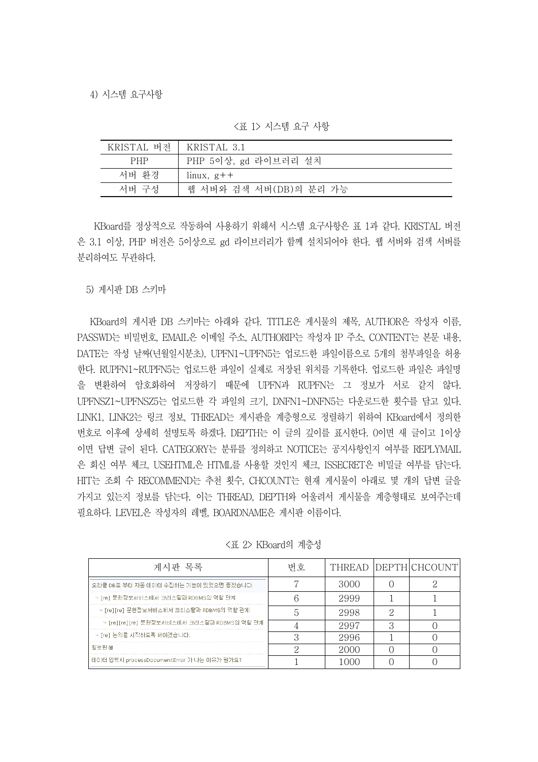4) 시스템 요구사항

<표 1> 시스템 요구 사항

| KRISTAL 버전 | KRISTAL 3.1 |
|---|---|
| PHP | PHP 5이상, gd 라이브러리 설치 |
| 서버 환경 | linux, g++ |
| 서버 구성 | 웹 서버와 검색 서버(DB)의 분리 가능 |

KBoard를 정상적으로 작동하여 사용하기 위해서 시스템 요구사항은 표 1과 같다. KRISTAL 버전은 3.1 이상, PHP 버전은 5이상으로 gd 라이브러리가 함께 설치되어야 한다. 웹 서버와 검색 서버를 분리하여도 무관하다.

5) 게시판 DB 스키마

KBoard의 게시판 DB 스키마는 아래와 같다. TITLE은 게시물의 제목, AUTHOR은 작성자 이름, PASSWD는 비밀번호, EMAIL은 이메일 주소, AUTHORIP는 작성자 IP 주소, CONTENT는 본문 내용, DATE는 작성 날짜(년월일시분초), UPFN1~UPFN5는 업로드한 파일이름으로 5개의 첨부파일을 허용한다. RUPFN1~RUPFN5는 업로드한 파일이 실제로 저장된 위치를 기록한다. 업로드한 파일은 파일명을 변환하여 암호화하여 저장하기 때문에 UPFN과 RUPFN는 그 정보가 서로 같지 않다. UPFNSZ1~UPFNSZ5는 업로드한 각 파일의 크기, DNFN1~DNFN5는 다운로드한 횟수를 담고 있다. LINK1, LINK2는 링크 정보, THREAD는 게시판을 계층형으로 정렬하기 위하여 KBoard에서 정의한 번호로 이후에 상세히 설명토록 하겠다. DEPTH는 이 글의 깊이를 표시한다. 0이면 새 글이고 1이상이면 답변 글이 된다. CATEGORY는 분류를 정의하고 NOTICE는 공지사항인지 여부를 REPLYMAIL은 회신 여부 체크, USEHTML은 HTML를 사용할 것인지 체크, ISSECRET은 비밀글 여부를 담는다. HIT는 조회 수 RECOMMEND는 추천 횟수, CHCOUNT는 현재 게시물이 아래로 몇 개의 답변 글을 가지고 있는지 정보를 담는다. 이는 THREAD, DEPTH와 어울려서 게시물을 계층형태로 보여주는데 필요하다. LEVEL은 작성자의 레벨, BOARDNAME은 게시판 이름이다.

<표 2> KBoard의 계층성

| 게시판 목록 | 번호 | THREAD | DEPTH | CHCOUNT |
|---|---|---|---|---|
| 오라클 DB로 부터 자동 데이터 수집하는 기능이 있었으면 좋겠습니다. | 7 | 3000 | 0 | 2 |
| ↳ [re] 문헌정보서비스에서 크리스탈과 RDBMS의 역할 관계 | 6 | 2999 | 1 | 1 |
| ↳ [re][re] 문헌정보서비스에서 크리스탈과 RDBMS의 역할 관계 | 5 | 2998 | 2 | 1 |
| ↳ [re][re][re] 문헌정보서비스에서 크리스탈과 RDBMS의 역할 관계 | 4 | 2997 | 3 | 0 |
| ↳ [re] 논의를 시작하도록 해야겠습니다. | 3 | 2996 | 1 | 0 |
| 참로된 | 2 | 2000 | 0 | 0 |
| 데이터 입력시 processDocumentError 가 나는 이유가 뭔가요? | 1 | 1000 | 0 | 0 |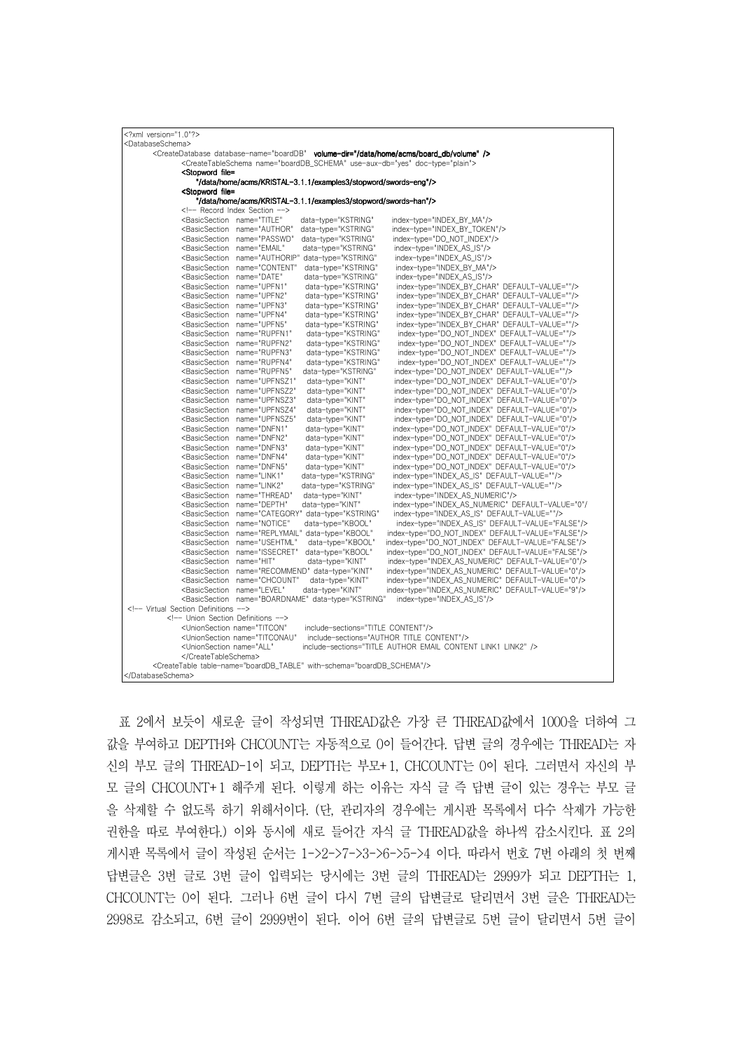```xml
<?xml version="1.0"?>
<DatabaseSchema>
        <CreateDatabase database-name="boardDB"  volume-dir="/data/home/acms/board_db/volume" />
              <CreateTableSchema name="boardDB_SCHEMA" use-aux-db="yes" doc-type="plain">
              <Stopword file=
                  "/data/home/acms/KRISTAL-3.1.1/examples3/stopword/swords-eng"/>
              <Stopword file=
                  "/data/home/acms/KRISTAL-3.1.1/examples3/stopword/swords-han"/>
              <!-- Record Index Section -->
              <BasicSection  name="TITLE"      data-type="KSTRING"      index-type="INDEX_BY_MA"/>
              <BasicSection  name="AUTHOR"   data-type="KSTRING"      index-type="INDEX_BY_TOKEN"/>
              <BasicSection  name="PASSWD"   data-type="KSTRING"      index-type="DO_NOT_INDEX"/>
              <BasicSection  name="EMAIL"      data-type="KSTRING"      index-type="INDEX_AS_IS"/>
              <BasicSection  name="AUTHORIP" data-type="KSTRING"      index-type="INDEX_AS_IS"/>
              <BasicSection  name="CONTENT"  data-type="KSTRING"      index-type="INDEX_BY_MA"/>
              <BasicSection  name="DATE"       data-type="KSTRING"      index-type="INDEX_AS_IS"/>
              <BasicSection  name="UPFN1"      data-type="KSTRING"      index-type="INDEX_BY_CHAR" DEFAULT-VALUE=""/>
              <BasicSection  name="UPFN2"      data-type="KSTRING"      index-type="INDEX_BY_CHAR" DEFAULT-VALUE=""/>
              <BasicSection  name="UPFN3"      data-type="KSTRING"      index-type="INDEX_BY_CHAR" DEFAULT-VALUE=""/>
              <BasicSection  name="UPFN4"      data-type="KSTRING"      index-type="INDEX_BY_CHAR" DEFAULT-VALUE=""/>
              <BasicSection  name="UPFN5"      data-type="KSTRING"      index-type="INDEX_BY_CHAR" DEFAULT-VALUE=""/>
              <BasicSection  name="RUPFN1"     data-type="KSTRING"      index-type="DO_NOT_INDEX" DEFAULT-VALUE=""/>
              <BasicSection  name="RUPFN2"     data-type="KSTRING"      index-type="DO_NOT_INDEX" DEFAULT-VALUE=""/>
              <BasicSection  name="RUPFN3"     data-type="KSTRING"      index-type="DO_NOT_INDEX" DEFAULT-VALUE=""/>
              <BasicSection  name="RUPFN4"     data-type="KSTRING"      index-type="DO_NOT_INDEX" DEFAULT-VALUE=""/>
              <BasicSection  name="RUPFN5"    data-type="KSTRING"      index-type="DO_NOT_INDEX" DEFAULT-VALUE=""/>
              <BasicSection  name="UPFNSZ1"    data-type="KINT"         index-type="DO_NOT_INDEX" DEFAULT-VALUE="0"/>
              <BasicSection  name="UPFNSZ2"    data-type="KINT"         index-type="DO_NOT_INDEX" DEFAULT-VALUE="0"/>
              <BasicSection  name="UPFNSZ3"    data-type="KINT"         index-type="DO_NOT_INDEX" DEFAULT-VALUE="0"/>
              <BasicSection  name="UPFNSZ4"    data-type="KINT"         index-type="DO_NOT_INDEX" DEFAULT-VALUE="0"/>
              <BasicSection  name="UPFNSZ5"    data-type="KINT"         index-type="DO_NOT_INDEX" DEFAULT-VALUE="0"/>
              <BasicSection  name="DNFN1"      data-type="KINT"         index-type="DO_NOT_INDEX" DEFAULT-VALUE="0"/>
              <BasicSection  name="DNFN2"      data-type="KINT"         index-type="DO_NOT_INDEX" DEFAULT-VALUE="0"/>
              <BasicSection  name="DNFN3"      data-type="KINT"         index-type="DO_NOT_INDEX" DEFAULT-VALUE="0"/>
              <BasicSection  name="DNFN4"      data-type="KINT"         index-type="DO_NOT_INDEX" DEFAULT-VALUE="0"/>
              <BasicSection  name="DNFN5"      data-type="KINT"         index-type="DO_NOT_INDEX" DEFAULT-VALUE="0"/>
              <BasicSection  name="LINK1"     data-type="KSTRING"      index-type="INDEX_AS_IS" DEFAULT-VALUE=""/>
              <BasicSection  name="LINK2"     data-type="KSTRING"      index-type="INDEX_AS_IS" DEFAULT-VALUE=""/>
              <BasicSection  name="THREAD"    data-type="KINT"         index-type="INDEX_AS_NUMERIC"/>
              <BasicSection  name="DEPTH"     data-type="KINT"         index-type="INDEX_AS_NUMERIC" DEFAULT-VALUE="0"/
              <BasicSection  name="CATEGORY" data-type="KSTRING"      index-type="INDEX_AS_IS" DEFAULT-VALUE=""/>
              <BasicSection  name="NOTICE"     data-type="KBOOL"        index-type="INDEX_AS_IS" DEFAULT-VALUE="FALSE"/>
              <BasicSection  name="REPLYMAIL" data-type="KBOOL"      index-type="DO_NOT_INDEX" DEFAULT-VALUE="FALSE"/>
              <BasicSection  name="USEHTML"   data-type="KBOOL"      index-type="DO_NOT_INDEX" DEFAULT-VALUE="FALSE"/>
              <BasicSection  name="ISSECRET"  data-type="KBOOL"      index-type="DO_NOT_INDEX" DEFAULT-VALUE="FALSE"/>
              <BasicSection  name="HIT"          data-type="KINT"       index-type="INDEX_AS_NUMERIC" DEFAULT-VALUE="0"/>
              <BasicSection  name="RECOMMEND" data-type="KINT"     index-type="INDEX_AS_NUMERIC" DEFAULT-VALUE="0"/>
              <BasicSection  name="CHCOUNT"    data-type="KINT"      index-type="INDEX_AS_NUMERIC" DEFAULT-VALUE="0"/>
              <BasicSection  name="LEVEL"      data-type="KINT"      index-type="INDEX_AS_NUMERIC" DEFAULT-VALUE="9"/>
              <BasicSection  name="BOARDNAME" data-type="KSTRING"   index-type="INDEX_AS_IS"/>
 <!-- Virtual Section Definitions -->
           <!-- Union Section Definitions -->
              <UnionSection name="TITCON"      include-sections="TITLE CONTENT"/>
              <UnionSection name="TITCONAU"    include-sections="AUTHOR TITLE CONTENT"/>
              <UnionSection name="ALL"          include-sections="TITLE AUTHOR EMAIL CONTENT LINK1 LINK2" />
              </CreateTableSchema>
        <CreateTable table-name="boardDB_TABLE" with-schema="boardDB_SCHEMA"/>
</DatabaseSchema>
```

표 2에서 보듯이 새로운 글이 작성되면 THREAD값은 가장 큰 THREAD값에서 1000을 더하여 그 값을 부여하고 DEPTH와 CHCOUNT는 자동적으로 0이 들어간다. 답변 글의 경우에는 THREAD는 자신의 부모 글의 THREAD-1이 되고, DEPTH는 부모+1, CHCOUNT는 0이 된다. 그러면서 자신의 부모 글의 CHCOUNT+1 해주게 된다. 이렇게 하는 이유는 자식 글 즉 답변 글이 있는 경우는 부모 글을 삭제할 수 없도록 하기 위해서이다. (단, 관리자의 경우에는 게시판 목록에서 다수 삭제가 가능한 권한을 따로 부여한다.) 이와 동시에 새로 들어간 자식 글 THREAD값을 하나씩 감소시킨다. 표 2의 게시판 목록에서 글이 작성된 순서는 1->2->7->3->6->5->4 이다. 따라서 번호 7번 아래의 첫 번째 답변글은 3번 글로 3번 글이 입력되는 당시에는 3번 글의 THREAD는 2999가 되고 DEPTH는 1, CHCOUNT는 0이 된다. 그러나 6번 글이 다시 7번 글의 답변글로 달리면서 3번 글은 THREAD는 2998로 감소되고, 6번 글이 2999번이 된다. 이어 6번 글의 답변글로 5번 글이 달리면서 5번 글이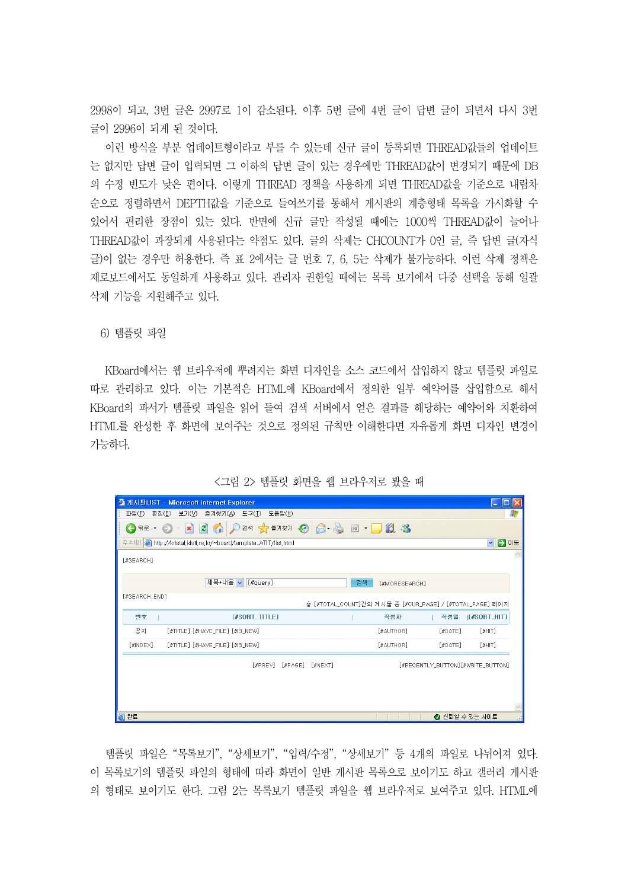2998이 되고, 3번 글은 2997로 1이 감소된다. 이후 5번 글에 4번 글이 답변 글이 되면서 다시 3번 글이 2996이 되게 된 것이다.

이런 방식을 부분 업데이트형이라고 부를 수 있는데 신규 글이 등록되면 THREAD값들의 업데이트는 없지만 답변 글이 입력되면 그 이하의 답변 글이 있는 경우에만 THREAD값이 변경되기 때문에 DB의 수정 빈도가 낮은 편이다. 이렇게 THREAD 정책을 사용하게 되면 THREAD값을 기준으로 내림차 순으로 정렬하면서 DEPTH값을 기준으로 들여쓰기를 통해서 게시판의 계층형태 목록을 가시화할 수 있어서 편리한 장점이 있는 있다. 반면에 신규 글만 작성될 때에는 1000씩 THREAD값이 늘어나 THREAD값이 과장되게 사용된다는 약점도 있다. 글의 삭제는 CHCOUNT가 0인 글, 즉 답변 글(자식 글)이 없는 경우만 허용한다. 즉 표 2에서는 글 번호 7, 6, 5는 삭제가 불가능하다. 이런 삭제 정책은 제로보드에서도 동일하게 사용하고 있다. 관리자 권한일 때에는 목록 보기에서 다중 선택을 동해 일괄 삭제 기능을 지원해주고 있다.

6) 템플릿 파일

KBoard에서는 웹 브라우저에 뿌려지는 화면 디자인을 소스 코드에서 삽입하지 않고 템플릿 파일로 따로 관리하고 있다. 이는 기본적은 HTML에 KBoard에서 정의한 일부 예약어를 삽입함으로 해서 KBoard의 파서가 템플릿 파일을 읽어 들여 검색 서버에서 얻은 결과를 해당하는 예약어와 치환하여 HTML를 완성한 후 화면에 보여주는 것으로 정의된 규칙만 이해한다면 자유롭게 화면 디자인 변경이 가능하다.

<그림 2> 템플릿 화면을 웹 브라우저로 봤을 때

템플릿 파일은 "목록보기", "상세보기", "입력/수정", "상세보기" 등 4개의 파일로 나뉘어져 있다. 이 목록보기의 템플릿 파일의 형태에 따라 화면이 일반 게시판 목록으로 보이기도 하고 갤러리 게시판의 형태로 보이기도 한다. 그림 2는 목록보기 템플릿 파일을 웹 브라우저로 보여주고 있다. HTML에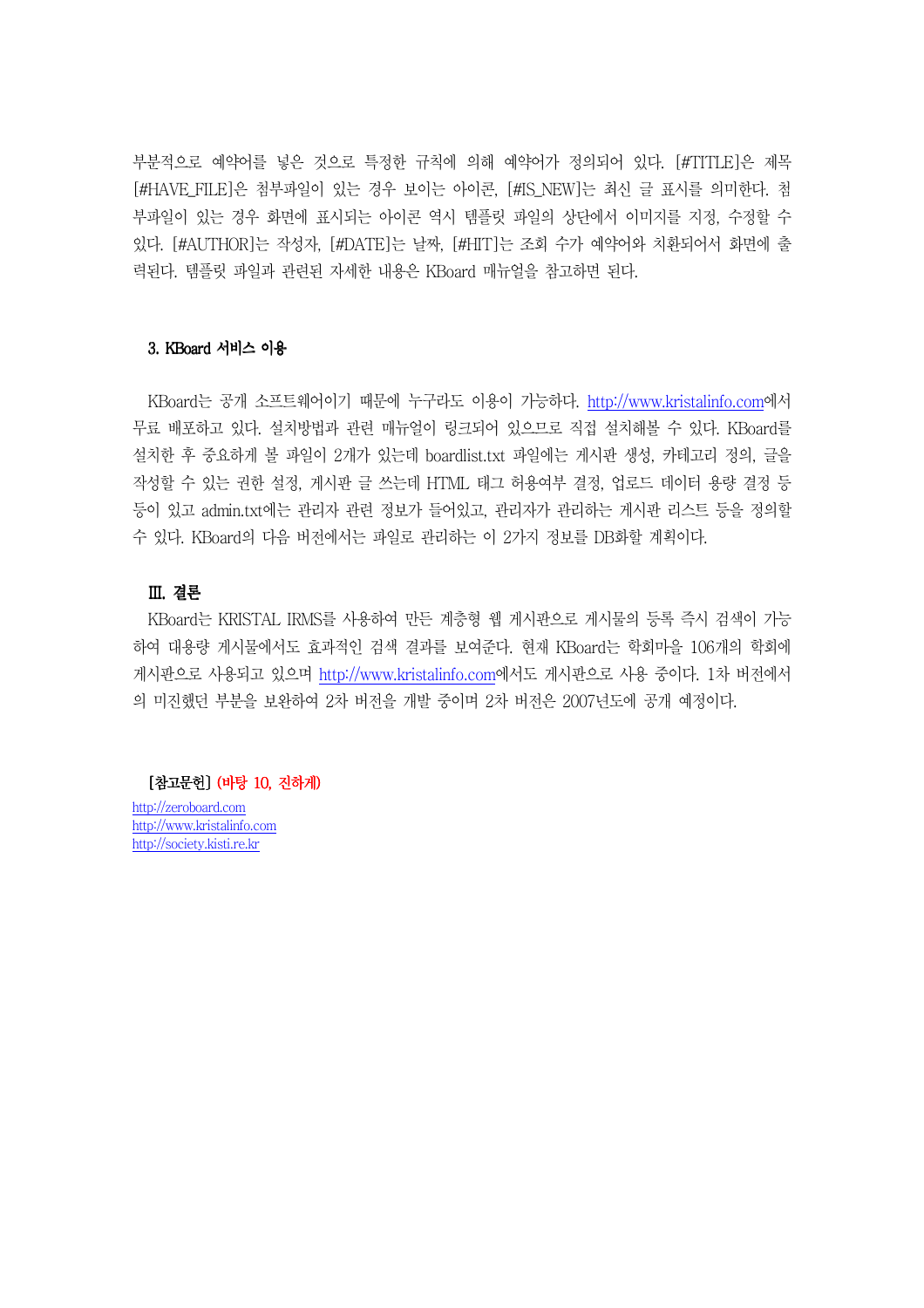부분적으로 예약어를 넣은 것으로 특정한 규칙에 의해 예약어가 정의되어 있다. [#TITLE]은 제목 [#HAVE_FILE]은 첨부파일이 있는 경우 보이는 아이콘, [#IS_NEW]는 최신 글 표시를 의미한다. 첨부파일이 있는 경우 화면에 표시되는 아이콘 역시 템플릿 파일의 상단에서 이미지를 지정, 수정할 수 있다. [#AUTHOR]는 작성자, [#DATE]는 날짜, [#HIT]는 조회 수가 예약어와 치환되어서 화면에 출력된다. 템플릿 파일과 관련된 자세한 내용은 KBoard 매뉴얼을 참고하면 된다.

### 3. KBoard 서비스 이용

KBoard는 공개 소프트웨어이기 때문에 누구라도 이용이 가능하다. http://www.kristalinfo.com에서 무료 배포하고 있다. 설치방법과 관련 매뉴얼이 링크되어 있으므로 직접 설치해볼 수 있다. KBoard를 설치한 후 중요하게 볼 파일이 2개가 있는데 boardlist.txt 파일에는 게시판 생성, 카테고리 정의, 글을 작성할 수 있는 권한 설정, 게시판 글 쓰는데 HTML 태그 허용여부 결정, 업로드 데이터 용량 결정 등등이 있고 admin.txt에는 관리자 관련 정보가 들어있고, 관리자가 관리하는 게시판 리스트 등을 정의할 수 있다. KBoard의 다음 버전에서는 파일로 관리하는 이 2가지 정보를 DB화할 계획이다.

## Ⅲ. 결론

KBoard는 KRISTAL IRMS를 사용하여 만든 계층형 웹 게시판으로 게시물의 등록 즉시 검색이 가능하여 대용량 게시물에서도 효과적인 검색 결과를 보여준다. 현재 KBoard는 학회마을 106개의 학회에 게시판으로 사용되고 있으며 http://www.kristalinfo.com에서도 게시판으로 사용 중이다. 1차 버전에서의 미진했던 부분을 보완하여 2차 버전을 개발 중이며 2차 버전은 2007년도에 공개 예정이다.

**[참고문헌] (바탕 10, 진하게)**

http://zeroboard.com
http://www.kristalinfo.com
http://society.kisti.re.kr